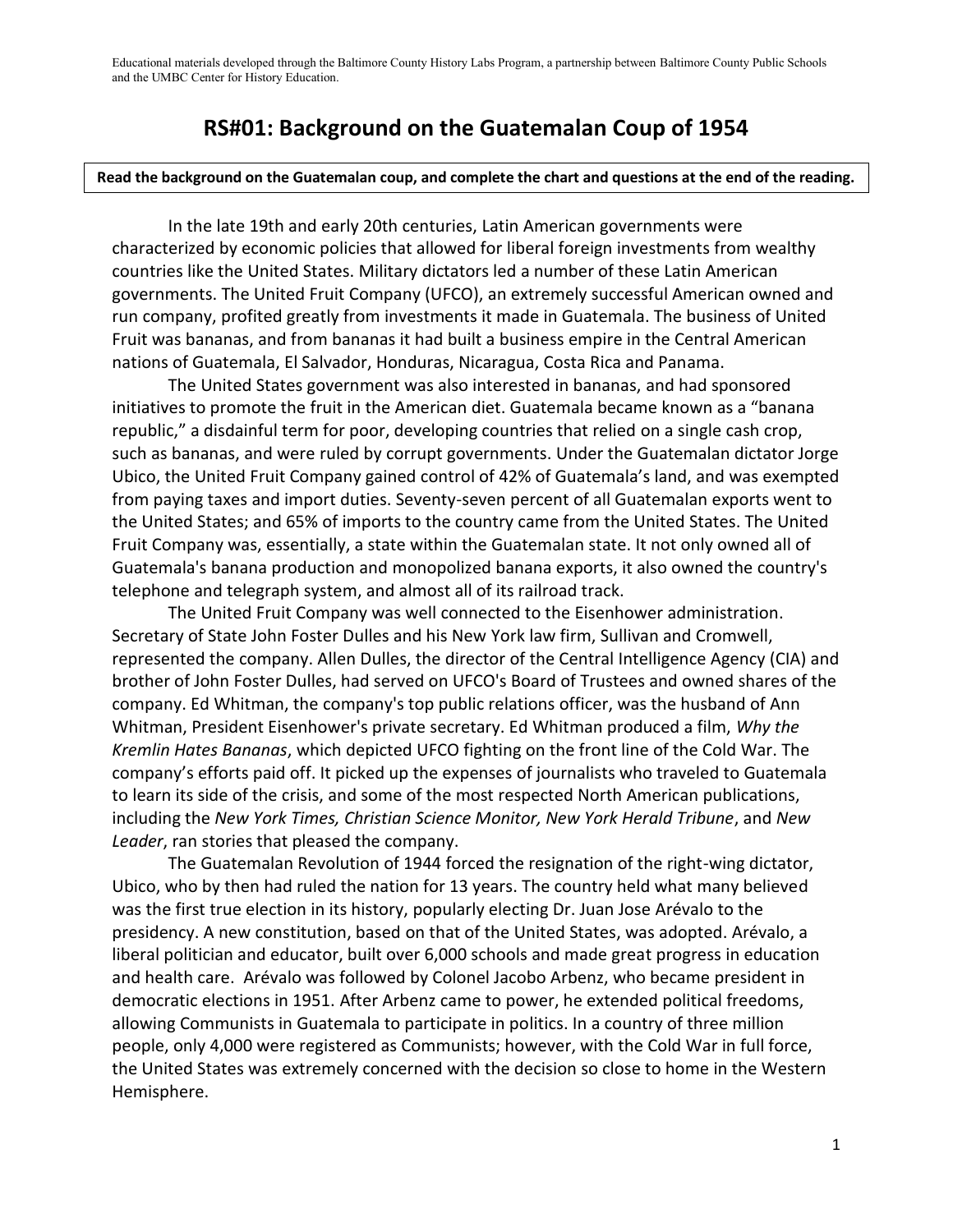Educational materials developed through the Baltimore County History Labs Program, a partnership between Baltimore County Public Schools and the UMBC Center for History Education.

# RS#01: Background on the Guatemalan Coup of 1954

**Read the background on the Guatemalan coup, and complete the chart and questions at the end of the reading.**

In the late 19th and early 20th centuries, Latin American governments were characterized by economic policies that allowed for liberal foreign investments from wealthy countries like the United States. Military dictators led a number of these Latin American governments. The United Fruit Company (UFCO), an extremely successful American owned and run company, profited greatly from investments it made in Guatemala. The business of United Fruit was bananas, and from bananas it had built a business empire in the Central American nations of Guatemala, El Salvador, Honduras, Nicaragua, Costa Rica and Panama.

The United States government was also interested in bananas, and had sponsored initiatives to promote the fruit in the American diet. Guatemala became known as a "banana republic," a disdainful term for poor, developing countries that relied on a single cash crop, such as bananas, and were ruled by corrupt governments. Under the Guatemalan dictator Jorge Ubico, the United Fruit Company gained control of 42% of Guatemala's land, and was exempted from paying taxes and import duties. Seventy-seven percent of all Guatemalan exports went to the United States; and 65% of imports to the country came from the United States. The United Fruit Company was, essentially, a state within the Guatemalan state. It not only owned all of Guatemala's banana production and monopolized banana exports, it also owned the country's telephone and telegraph system, and almost all of its railroad track.

The United Fruit Company was well connected to the Eisenhower administration. Secretary of State John Foster Dulles and his New York law firm, Sullivan and Cromwell, represented the company. Allen Dulles, the director of the Central Intelligence Agency (CIA) and brother of John Foster Dulles, had served on UFCO's Board of Trustees and owned shares of the company. Ed Whitman, the company's top public relations officer, was the husband of Ann Whitman, President Eisenhower's private secretary. Ed Whitman produced a film, *Why the Kremlin Hates Bananas*, which depicted UFCO fighting on the front line of the Cold War. The company's efforts paid off. It picked up the expenses of journalists who traveled to Guatemala to learn its side of the crisis, and some of the most respected North American publications, including the *New York Times, Christian Science Monitor, New York Herald Tribune*, and *New Leader*, ran stories that pleased the company.

The Guatemalan Revolution of 1944 forced the resignation of the right-wing dictator, Ubico, who by then had ruled the nation for 13 years. The country held what many believed was the first true election in its history, popularly electing Dr. Juan Jose Arévalo to the presidency. A new constitution, based on that of the United States, was adopted. Arévalo, a liberal politician and educator, built over 6,000 schools and made great progress in education and health care. Arévalo was followed by Colonel Jacobo Arbenz, who became president in democratic elections in 1951. After Arbenz came to power, he extended political freedoms, allowing Communists in Guatemala to participate in politics. In a country of three million people, only 4,000 were registered as Communists; however, with the Cold War in full force, the United States was extremely concerned with the decision so close to home in the Western Hemisphere.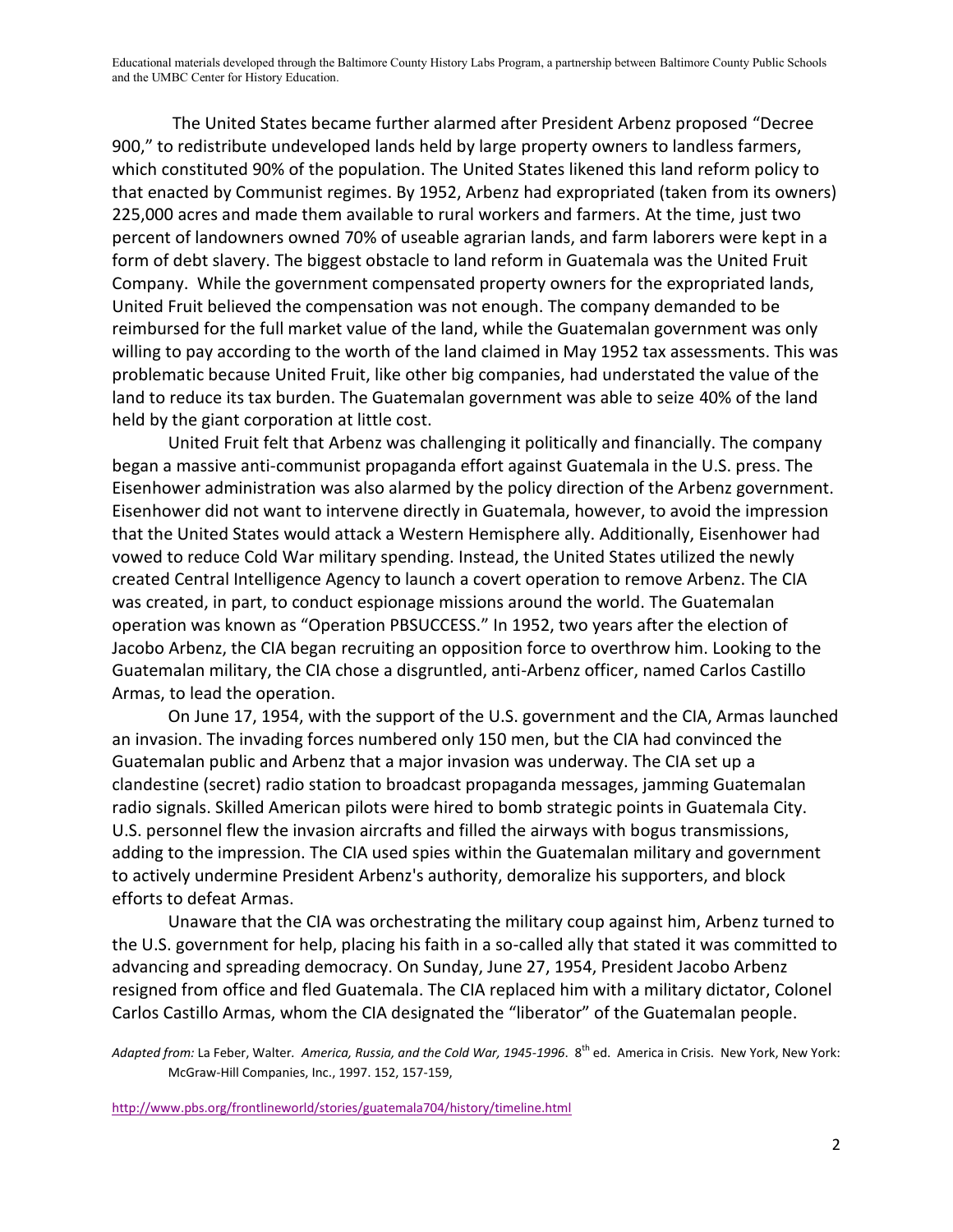The United States became further alarmed after President Arbenz proposed "Decree 900," to redistribute undeveloped lands held by large property owners to landless farmers, which constituted 90% of the population. The United States likened this land reform policy to that enacted by Communist regimes. By 1952, Arbenz had expropriated (taken from its owners) 225,000 acres and made them available to rural workers and farmers. At the time, just two percent of landowners owned 70% of useable agrarian lands, and farm laborers were kept in a form of debt slavery. The biggest obstacle to land reform in Guatemala was the United Fruit Company. While the government compensated property owners for the expropriated lands, United Fruit believed the compensation was not enough. The company demanded to be reimbursed for the full market value of the land, while the Guatemalan government was only willing to pay according to the worth of the land claimed in May 1952 tax assessments. This was problematic because United Fruit, like other big companies, had understated the value of the land to reduce its tax burden. The Guatemalan government was able to seize 40% of the land held by the giant corporation at little cost.

United Fruit felt that Arbenz was challenging it politically and financially. The company began a massive anti-communist propaganda effort against Guatemala in the U.S. press. The Eisenhower administration was also alarmed by the policy direction of the Arbenz government. Eisenhower did not want to intervene directly in Guatemala, however, to avoid the impression that the United States would attack a Western Hemisphere ally. Additionally, Eisenhower had vowed to reduce Cold War military spending. Instead, the United States utilized the newly created Central Intelligence Agency to launch a covert operation to remove Arbenz. The CIA was created, in part, to conduct espionage missions around the world. The Guatemalan operation was known as "Operation PBSUCCESS." In 1952, two years after the election of Jacobo Arbenz, the CIA began recruiting an opposition force to overthrow him. Looking to the Guatemalan military, the CIA chose a disgruntled, anti-Arbenz officer, named Carlos Castillo Armas, to lead the operation.

On June 17, 1954, with the support of the U.S. government and the CIA, Armas launched an invasion. The invading forces numbered only 150 men, but the CIA had convinced the Guatemalan public and Arbenz that a major invasion was underway. The CIA set up a clandestine (secret) radio station to broadcast propaganda messages, jamming Guatemalan radio signals. Skilled American pilots were hired to bomb strategic points in Guatemala City. U.S. personnel flew the invasion aircrafts and filled the airways with bogus transmissions, adding to the impression. The CIA used spies within the Guatemalan military and government to actively undermine President Arbenz's authority, demoralize his supporters, and block efforts to defeat Armas.

Unaware that the CIA was orchestrating the military coup against him, Arbenz turned to the U.S. government for help, placing his faith in a so-called ally that stated it was committed to advancing and spreading democracy. On Sunday, June 27, 1954, President Jacobo Arbenz resigned from office and fled Guatemala. The CIA replaced him with a military dictator, Colonel Carlos Castillo Armas, whom the CIA designated the "liberator" of the Guatemalan people.

*Adapted from:* La Feber, Walter. *America, Russia, and the Cold War, 1945-1996*. 8th ed. America in Crisis. New York, New York: McGraw-Hill Companies, Inc., 1997. 152, 157-159,

http://www.pbs.org/frontlineworld/stories/guatemala704/history/timeline.html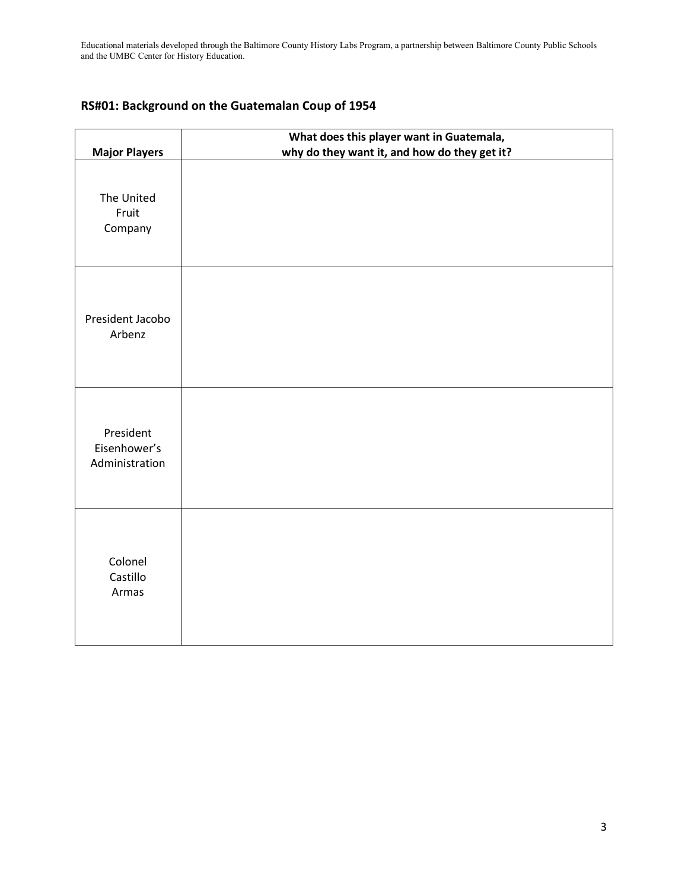## RS#01: Background on the Guatemalan Coup of 1954

| Major Players | What does this player want in Guatemala, why do they want it, and how do they get it? |
|---|---|
| The United Fruit Company | |
| President Jacobo Arbenz | |
| President Eisenhower's Administration | |
| Colonel Castillo Armas | |